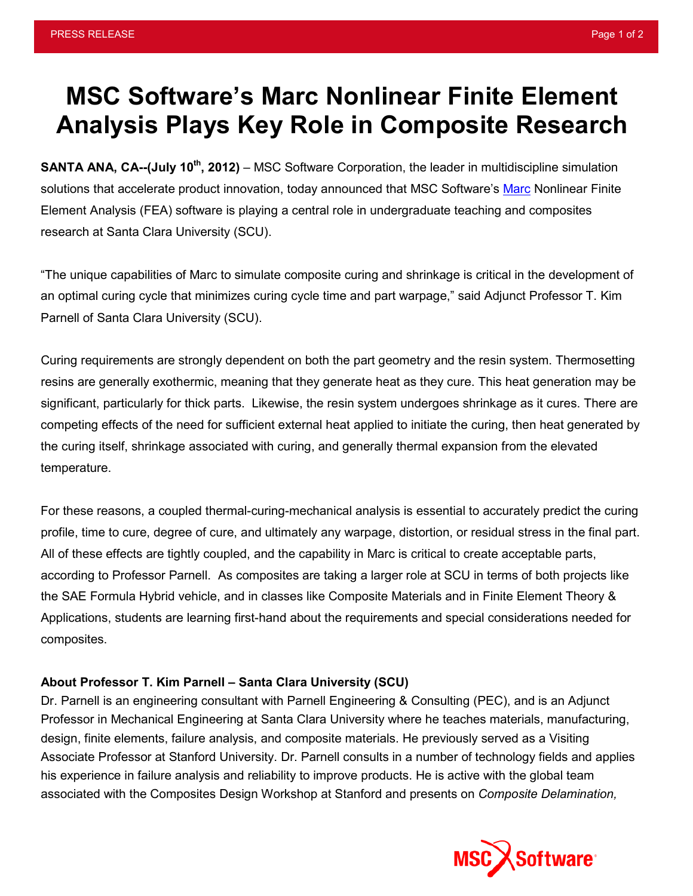# MSC Software's Marc Nonlinear Finite Element Analysis Plays Key Role in Composite Research

**SANTA ANA, CA--(July 10th, 2012)** – MSC Software Corporation, the leader in multidiscipline simulation solutions that accelerate product innovation, today announced that MSC Software's Marc Nonlinear Finite Element Analysis (FEA) software is playing a central role in undergraduate teaching and composites research at Santa Clara University (SCU).

"The unique capabilities of Marc to simulate composite curing and shrinkage is critical in the development of an optimal curing cycle that minimizes curing cycle time and part warpage," said Adjunct Professor T. Kim Parnell of Santa Clara University (SCU).

Curing requirements are strongly dependent on both the part geometry and the resin system. Thermosetting resins are generally exothermic, meaning that they generate heat as they cure. This heat generation may be significant, particularly for thick parts. Likewise, the resin system undergoes shrinkage as it cures. There are competing effects of the need for sufficient external heat applied to initiate the curing, then heat generated by the curing itself, shrinkage associated with curing, and generally thermal expansion from the elevated temperature.

For these reasons, a coupled thermal-curing-mechanical analysis is essential to accurately predict the curing profile, time to cure, degree of cure, and ultimately any warpage, distortion, or residual stress in the final part. All of these effects are tightly coupled, and the capability in Marc is critical to create acceptable parts, according to Professor Parnell. As composites are taking a larger role at SCU in terms of both projects like the SAE Formula Hybrid vehicle, and in classes like Composite Materials and in Finite Element Theory & Applications, students are learning first-hand about the requirements and special considerations needed for composites.

**About Professor T. Kim Parnell – Santa Clara University (SCU)**

Dr. Parnell is an engineering consultant with Parnell Engineering & Consulting (PEC), and is an Adjunct Professor in Mechanical Engineering at Santa Clara University where he teaches materials, manufacturing, design, finite elements, failure analysis, and composite materials. He previously served as a Visiting Associate Professor at Stanford University. Dr. Parnell consults in a number of technology fields and applies his experience in failure analysis and reliability to improve products. He is active with the global team associated with the Composites Design Workshop at Stanford and presents on *Composite Delamination,*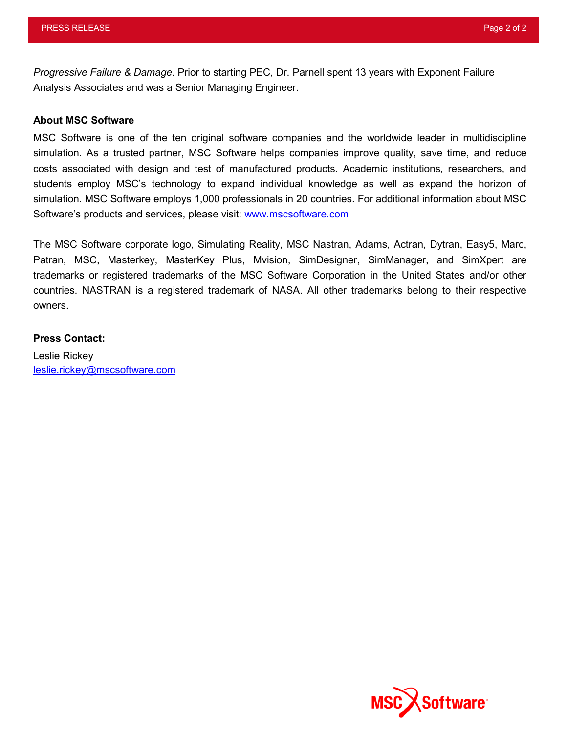*Progressive Failure & Damage*. Prior to starting PEC, Dr. Parnell spent 13 years with Exponent Failure Analysis Associates and was a Senior Managing Engineer.

**About MSC Software**

MSC Software is one of the ten original software companies and the worldwide leader in multidiscipline simulation. As a trusted partner, MSC Software helps companies improve quality, save time, and reduce costs associated with design and test of manufactured products. Academic institutions, researchers, and students employ MSC's technology to expand individual knowledge as well as expand the horizon of simulation. MSC Software employs 1,000 professionals in 20 countries. For additional information about MSC Software's products and services, please visit: [www.mscsoftware.com](http://www.mscsoftware.com)

The MSC Software corporate logo, Simulating Reality, MSC Nastran, Adams, Actran, Dytran, Easy5, Marc, Patran, MSC, Masterkey, MasterKey Plus, Mvision, SimDesigner, SimManager, and SimXpert are trademarks or registered trademarks of the MSC Software Corporation in the United States and/or other countries. NASTRAN is a registered trademark of NASA. All other trademarks belong to their respective owners.

**Press Contact:**

Leslie Rickey
[leslie.rickey@mscsoftware.com](mailto:leslie.rickey@mscsoftware.com)